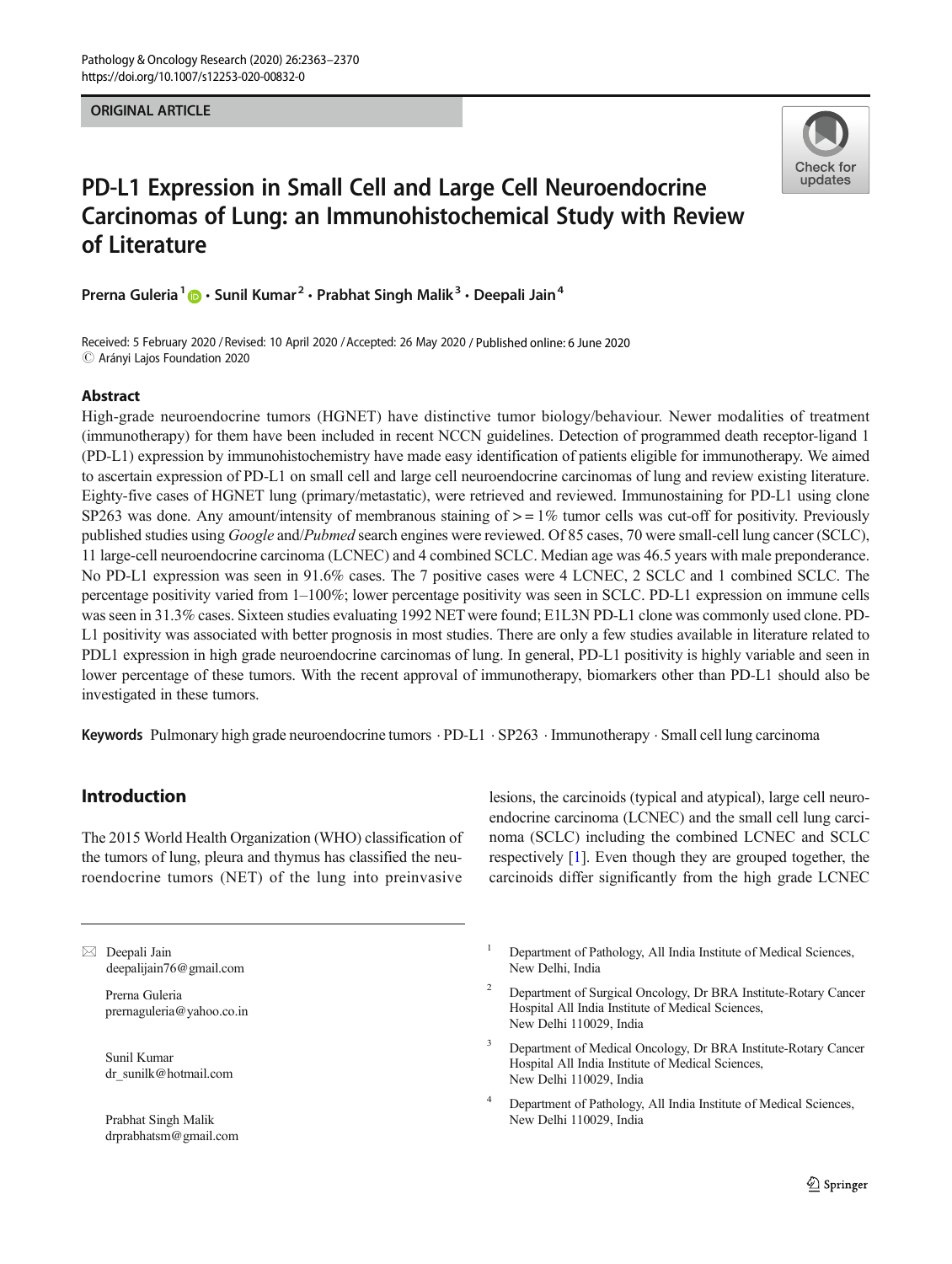ORIGINAL ARTICLE

# PD-L1 Expression in Small Cell and Large Cell Neuroendocrine Carcinomas of Lung: an Immunohistochemical Study with Review of Literature

Prerna Guleria[1] · Sunil Kumar[2] · Prabhat Singh Malik[3] · Deepali Jain[4]

Received: 5 February 2020 / Revised: 10 April 2020 / Accepted: 26 May 2020 / Published online: 6 June 2020
© Arányi Lajos Foundation 2020

## Abstract

High-grade neuroendocrine tumors (HGNET) have distinctive tumor biology/behaviour. Newer modalities of treatment (immunotherapy) for them have been included in recent NCCN guidelines. Detection of programmed death receptor-ligand 1 (PD-L1) expression by immunohistochemistry have made easy identification of patients eligible for immunotherapy. We aimed to ascertain expression of PD-L1 on small cell and large cell neuroendocrine carcinomas of lung and review existing literature. Eighty-five cases of HGNET lung (primary/metastatic), were retrieved and reviewed. Immunostaining for PD-L1 using clone SP263 was done. Any amount/intensity of membranous staining of >= 1% tumor cells was cut-off for positivity. Previously published studies using *Google* and/*Pubmed* search engines were reviewed. Of 85 cases, 70 were small-cell lung cancer (SCLC), 11 large-cell neuroendocrine carcinoma (LCNEC) and 4 combined SCLC. Median age was 46.5 years with male preponderance. No PD-L1 expression was seen in 91.6% cases. The 7 positive cases were 4 LCNEC, 2 SCLC and 1 combined SCLC. The percentage positivity varied from 1–100%; lower percentage positivity was seen in SCLC. PD-L1 expression on immune cells was seen in 31.3% cases. Sixteen studies evaluating 1992 NET were found; E1L3N PD-L1 clone was commonly used clone. PD-L1 positivity was associated with better prognosis in most studies. There are only a few studies available in literature related to PDL1 expression in high grade neuroendocrine carcinomas of lung. In general, PD-L1 positivity is highly variable and seen in lower percentage of these tumors. With the recent approval of immunotherapy, biomarkers other than PD-L1 should also be investigated in these tumors.

**Keywords** Pulmonary high grade neuroendocrine tumors · PD-L1 · SP263 · Immunotherapy · Small cell lung carcinoma

## Introduction

The 2015 World Health Organization (WHO) classification of the tumors of lung, pleura and thymus has classified the neuroendocrine tumors (NET) of the lung into preinvasive lesions, the carcinoids (typical and atypical), large cell neuroendocrine carcinoma (LCNEC) and the small cell lung carcinoma (SCLC) including the combined LCNEC and SCLC respectively [1]. Even though they are grouped together, the carcinoids differ significantly from the high grade LCNEC

✉ Deepali Jain
deepalijain76@gmail.com

Prerna Guleria
prernaguleria@yahoo.co.in

Sunil Kumar
dr_sunilk@hotmail.com

Prabhat Singh Malik
drprabhatsm@gmail.com

1 Department of Pathology, All India Institute of Medical Sciences, New Delhi, India

2 Department of Surgical Oncology, Dr BRA Institute-Rotary Cancer Hospital All India Institute of Medical Sciences, New Delhi 110029, India

3 Department of Medical Oncology, Dr BRA Institute-Rotary Cancer Hospital All India Institute of Medical Sciences, New Delhi 110029, India

4 Department of Pathology, All India Institute of Medical Sciences, New Delhi 110029, India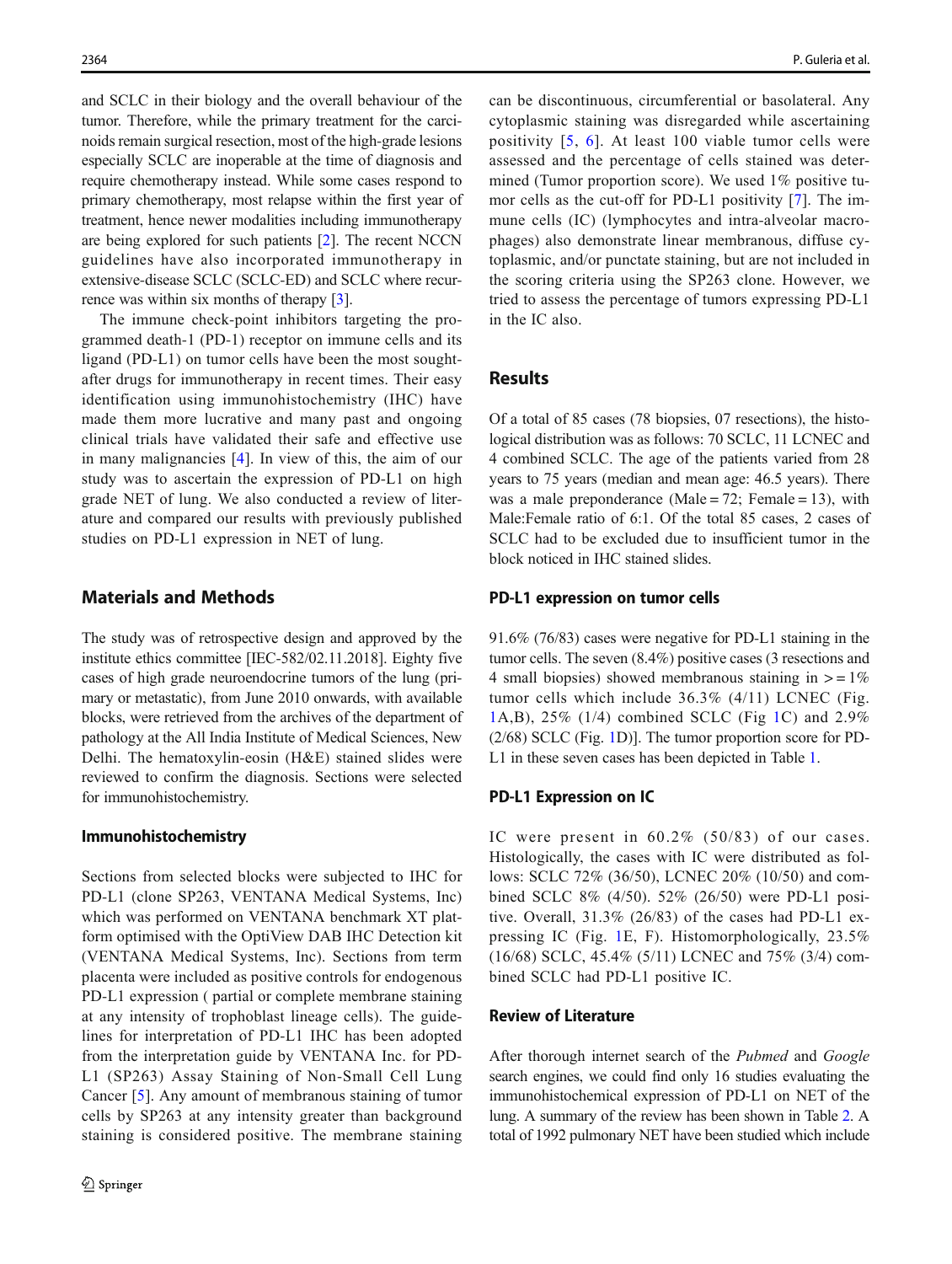and SCLC in their biology and the overall behaviour of the tumor. Therefore, while the primary treatment for the carcinoids remain surgical resection, most of the high-grade lesions especially SCLC are inoperable at the time of diagnosis and require chemotherapy instead. While some cases respond to primary chemotherapy, most relapse within the first year of treatment, hence newer modalities including immunotherapy are being explored for such patients [2]. The recent NCCN guidelines have also incorporated immunotherapy in extensive-disease SCLC (SCLC-ED) and SCLC where recurrence was within six months of therapy [3].

The immune check-point inhibitors targeting the programmed death-1 (PD-1) receptor on immune cells and its ligand (PD-L1) on tumor cells have been the most sought-after drugs for immunotherapy in recent times. Their easy identification using immunohistochemistry (IHC) have made them more lucrative and many past and ongoing clinical trials have validated their safe and effective use in many malignancies [4]. In view of this, the aim of our study was to ascertain the expression of PD-L1 on high grade NET of lung. We also conducted a review of literature and compared our results with previously published studies on PD-L1 expression in NET of lung.

## Materials and Methods

The study was of retrospective design and approved by the institute ethics committee [IEC-582/02.11.2018]. Eighty five cases of high grade neuroendocrine tumors of the lung (primary or metastatic), from June 2010 onwards, with available blocks, were retrieved from the archives of the department of pathology at the All India Institute of Medical Sciences, New Delhi. The hematoxylin-eosin (H&E) stained slides were reviewed to confirm the diagnosis. Sections were selected for immunohistochemistry.

### Immunohistochemistry

Sections from selected blocks were subjected to IHC for PD-L1 (clone SP263, VENTANA Medical Systems, Inc) which was performed on VENTANA benchmark XT platform optimised with the OptiView DAB IHC Detection kit (VENTANA Medical Systems, Inc). Sections from term placenta were included as positive controls for endogenous PD-L1 expression ( partial or complete membrane staining at any intensity of trophoblast lineage cells). The guidelines for interpretation of PD-L1 IHC has been adopted from the interpretation guide by VENTANA Inc. for PD-L1 (SP263) Assay Staining of Non-Small Cell Lung Cancer [5]. Any amount of membranous staining of tumor cells by SP263 at any intensity greater than background staining is considered positive. The membrane staining can be discontinuous, circumferential or basolateral. Any cytoplasmic staining was disregarded while ascertaining positivity [5, 6]. At least 100 viable tumor cells were assessed and the percentage of cells stained was determined (Tumor proportion score). We used 1% positive tumor cells as the cut-off for PD-L1 positivity [7]. The immune cells (IC) (lymphocytes and intra-alveolar macrophages) also demonstrate linear membranous, diffuse cytoplasmic, and/or punctate staining, but are not included in the scoring criteria using the SP263 clone. However, we tried to assess the percentage of tumors expressing PD-L1 in the IC also.

## Results

Of a total of 85 cases (78 biopsies, 07 resections), the histological distribution was as follows: 70 SCLC, 11 LCNEC and 4 combined SCLC. The age of the patients varied from 28 years to 75 years (median and mean age: 46.5 years). There was a male preponderance (Male = 72; Female = 13), with Male:Female ratio of 6:1. Of the total 85 cases, 2 cases of SCLC had to be excluded due to insufficient tumor in the block noticed in IHC stained slides.

### PD-L1 expression on tumor cells

91.6% (76/83) cases were negative for PD-L1 staining in the tumor cells. The seven (8.4%) positive cases (3 resections and 4 small biopsies) showed membranous staining in >=1% tumor cells which include 36.3% (4/11) LCNEC (Fig. 1A,B), 25% (1/4) combined SCLC (Fig 1C) and 2.9% (2/68) SCLC (Fig. 1D)]. The tumor proportion score for PD-L1 in these seven cases has been depicted in Table 1.

### PD-L1 Expression on IC

IC were present in 60.2% (50/83) of our cases. Histologically, the cases with IC were distributed as follows: SCLC 72% (36/50), LCNEC 20% (10/50) and combined SCLC 8% (4/50). 52% (26/50) were PD-L1 positive. Overall, 31.3% (26/83) of the cases had PD-L1 expressing IC (Fig. 1E, F). Histomorphologically, 23.5% (16/68) SCLC, 45.4% (5/11) LCNEC and 75% (3/4) combined SCLC had PD-L1 positive IC.

### Review of Literature

After thorough internet search of the *Pubmed* and *Google* search engines, we could find only 16 studies evaluating the immunohistochemical expression of PD-L1 on NET of the lung. A summary of the review has been shown in Table 2. A total of 1992 pulmonary NET have been studied which include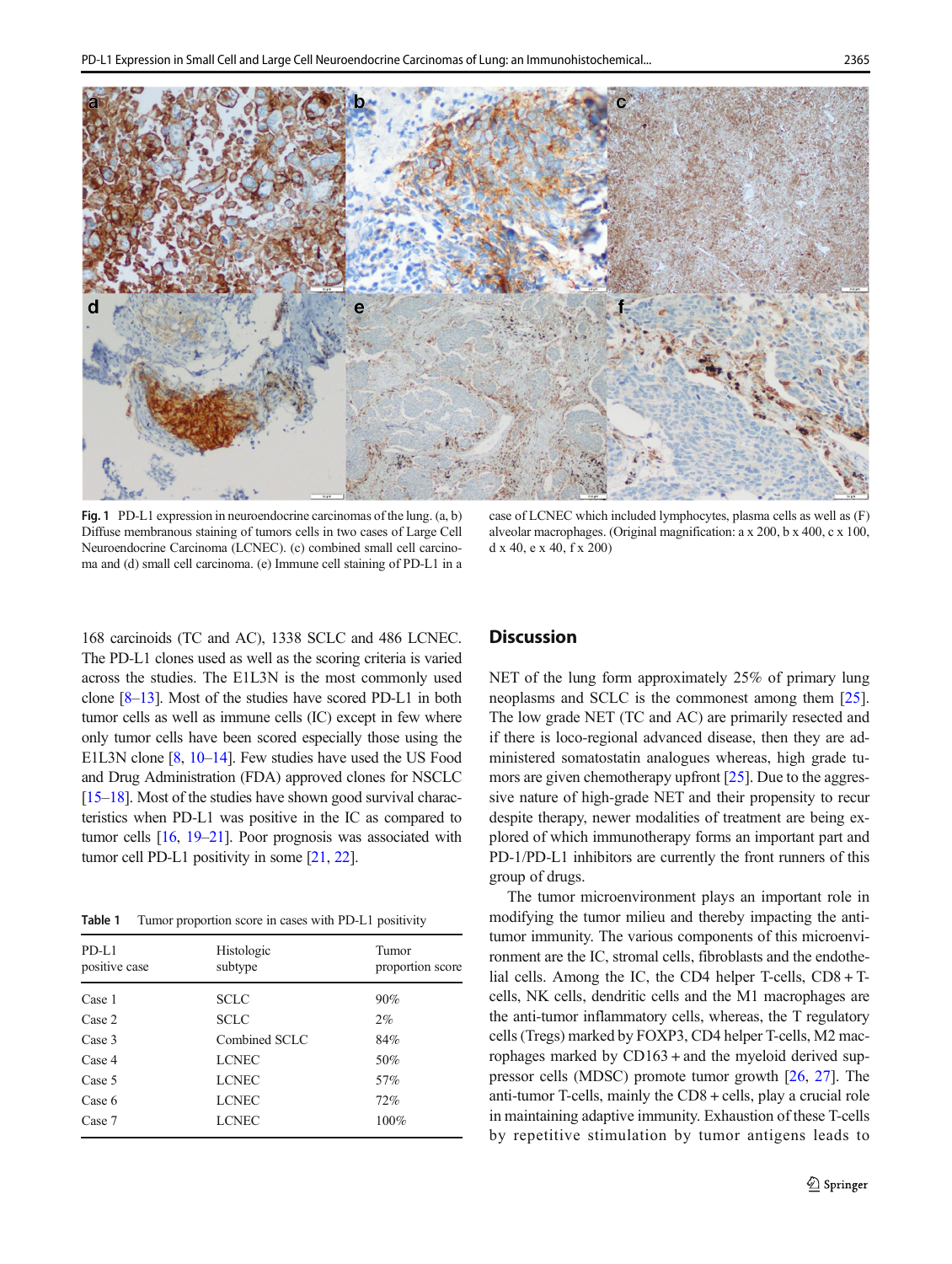Fig. 1 PD-L1 expression in neuroendocrine carcinomas of the lung. (a, b) Diffuse membranous staining of tumors cells in two cases of Large Cell Neuroendocrine Carcinoma (LCNEC). (c) combined small cell carcinoma and (d) small cell carcinoma. (e) Immune cell staining of PD-L1 in a case of LCNEC which included lymphocytes, plasma cells as well as (F) alveolar macrophages. (Original magnification: a x 200, b x 400, c x 100, d x 40, e x 40, f x 200)

168 carcinoids (TC and AC), 1338 SCLC and 486 LCNEC. The PD-L1 clones used as well as the scoring criteria is varied across the studies. The E1L3N is the most commonly used clone [8–13]. Most of the studies have scored PD-L1 in both tumor cells as well as immune cells (IC) except in few where only tumor cells have been scored especially those using the E1L3N clone [8, 10–14]. Few studies have used the US Food and Drug Administration (FDA) approved clones for NSCLC [15–18]. Most of the studies have shown good survival characteristics when PD-L1 was positive in the IC as compared to tumor cells [16, 19–21]. Poor prognosis was associated with tumor cell PD-L1 positivity in some [21, 22].

**Table 1** Tumor proportion score in cases with PD-L1 positivity

| PD-L1 positive case | Histologic subtype | Tumor proportion score |
|---|---|---|
| Case 1 | SCLC | 90% |
| Case 2 | SCLC | 2% |
| Case 3 | Combined SCLC | 84% |
| Case 4 | LCNEC | 50% |
| Case 5 | LCNEC | 57% |
| Case 6 | LCNEC | 72% |
| Case 7 | LCNEC | 100% |

## Discussion

NET of the lung form approximately 25% of primary lung neoplasms and SCLC is the commonest among them [25]. The low grade NET (TC and AC) are primarily resected and if there is loco-regional advanced disease, then they are administered somatostatin analogues whereas, high grade tumors are given chemotherapy upfront [25]. Due to the aggressive nature of high-grade NET and their propensity to recur despite therapy, newer modalities of treatment are being explored of which immunotherapy forms an important part and PD-1/PD-L1 inhibitors are currently the front runners of this group of drugs.

The tumor microenvironment plays an important role in modifying the tumor milieu and thereby impacting the anti-tumor immunity. The various components of this microenvironment are the IC, stromal cells, fibroblasts and the endothelial cells. Among the IC, the CD4 helper T-cells, CD8 + T-cells, NK cells, dendritic cells and the M1 macrophages are the anti-tumor inflammatory cells, whereas, the T regulatory cells (Tregs) marked by FOXP3, CD4 helper T-cells, M2 macrophages marked by CD163 + and the myeloid derived suppressor cells (MDSC) promote tumor growth [26, 27]. The anti-tumor T-cells, mainly the CD8 + cells, play a crucial role in maintaining adaptive immunity. Exhaustion of these T-cells by repetitive stimulation by tumor antigens leads to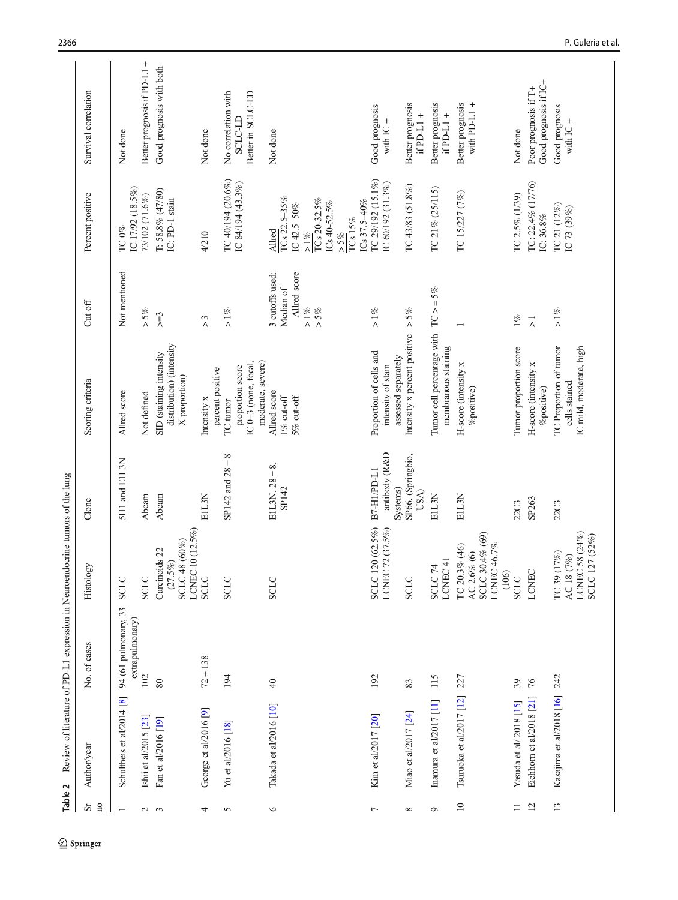**Table 2** Review of literature of PD-L1 expression in Neuroendocrine tumors of the lung

| Sr no | Author/year | No. of cases | Histology | Clone | Scoring criteria | Cut off | Percent positive | Survival correlation |
|---|---|---|---|---|---|---|---|---|
| 1 | Schultheis et al/2014 [8] | 94 (61 pulmonary, 33 extrapulmonary) | SCLC | 5H1 and E1L3N | Allred score | Not mentioned | TC 0%<br>IC 17/92 (18.5%) | Not done |
| 2 | Ishii et al/2015 [23] | 102 | SCLC | Abcam | Not defined | > 5% | 73/102 (71.6%) | Better prognosis if PD-L1 + |
| 3 | Fan et al/2016 [19] | 80 | Carcinoids 22 (27.5%)<br>SCLC 48 (60%)<br>LCNEC 10 (12.5%) | Abcam | SID (staining intensity distribution) (intensity X proportion) | >=3 | T: 58.8% (47/80)<br>IC: PD-1 stain | Good prognosis with both |
| 4 | George et al/2016 [9] | 72 + 138 | SCLC | E1L3N | Intensity x percent positive | > 3 | 4/210 | Not done |
| 5 | Yu et al/2016 [18] | 194 | SCLC | SP142 and 28 – 8 | TC tumor proportion score<br>IC 0–3 (none, focal, moderate, severe) | > 1% | TC 40/194 (20.6%)<br>IC 84/194 (43.3%) | No correlation with SCLC-LD<br>Better in SCLC-ED |
| 6 | Takada et al/2016 [10] | 40 | SCLC | E1L3N, 28 – 8, SP142 | Allred score<br>1% cut-off<br>5% cut-off | 3 cutoffs used:<br>Median of Allred score<br>> 1%<br>> 5% | Allred<br>TCs 22.5–35%<br>IC 42.5–50%<br>> 1%<br>TCs 20-32.5%<br>ICs 40-52.5%<br>> 5%<br>TCs 15%<br>ICs 37.5–40% | Not done |
| 7 | Kim et al/2017 [20] | 192 | SCLC 120 (62.5%)<br>LCNEC 72 (37.5%) | B7-H1/PD-L1 antibody (R&D Systems) | Proportion of cells and intensity of stain assessed separately | > 1% | TC 29/192 (15.1%)<br>IC 60/192 (31.3%) | Good prognosis with IC + |
| 8 | Miao et al/2017 [24] | 83 | SCLC | SP66, (Springbio, USA) | Intensity x percent positive | > 5% | TC 43/83 (51.8%) | Better prognosis if PD-L1 + |
| 9 | Inamura et al/2017 [11] | 115 | SCLC 74<br>LCNEC 41 | E1L3N | Tumor cell percentage with membranous staining | TC >= 5% | TC 21% (25/115) | Better prognosis if PD-L1 + |
| 10 | Tsuruoka et al/2017 [12] | 227 | TC 20.3% (46)<br>AC 2.6% (6)<br>SCLC 30.4% (69)<br>LCNEC 46.7% (106) | E1L3N | H-score (intensity x %positive) | 1 | TC 15/227 (7%) | Better prognosis with PD-L1 + |
| 11 | Yasuda et al/ 2018 [15] | 39 | SCLC | 22C3 | Tumor proportion score | 1% | TC 2.5% (1/39) | Not done |
| 12 | Eichhorn et al/2018 [21] | 76 | LCNEC | SP263 | H-score (intensity x %positive) | > 1 | TC: 22.4% (17/76)<br>IC: 36.8% | Poor prognosis if T+<br>Good prognosis if IC+ |
| 13 | Kasajima et al/2018 [16] | 242 | TC 39 (17%)<br>AC 18 (7%)<br>LCNEC 58 (24%)<br>SCLC 127 (52%) | 22C3 | TC Proportion of tumor cells stained<br>IC mild, moderate, high | > 1% | TC 21 (12%)<br>IC 73 (39%) | Good prognosis with IC + |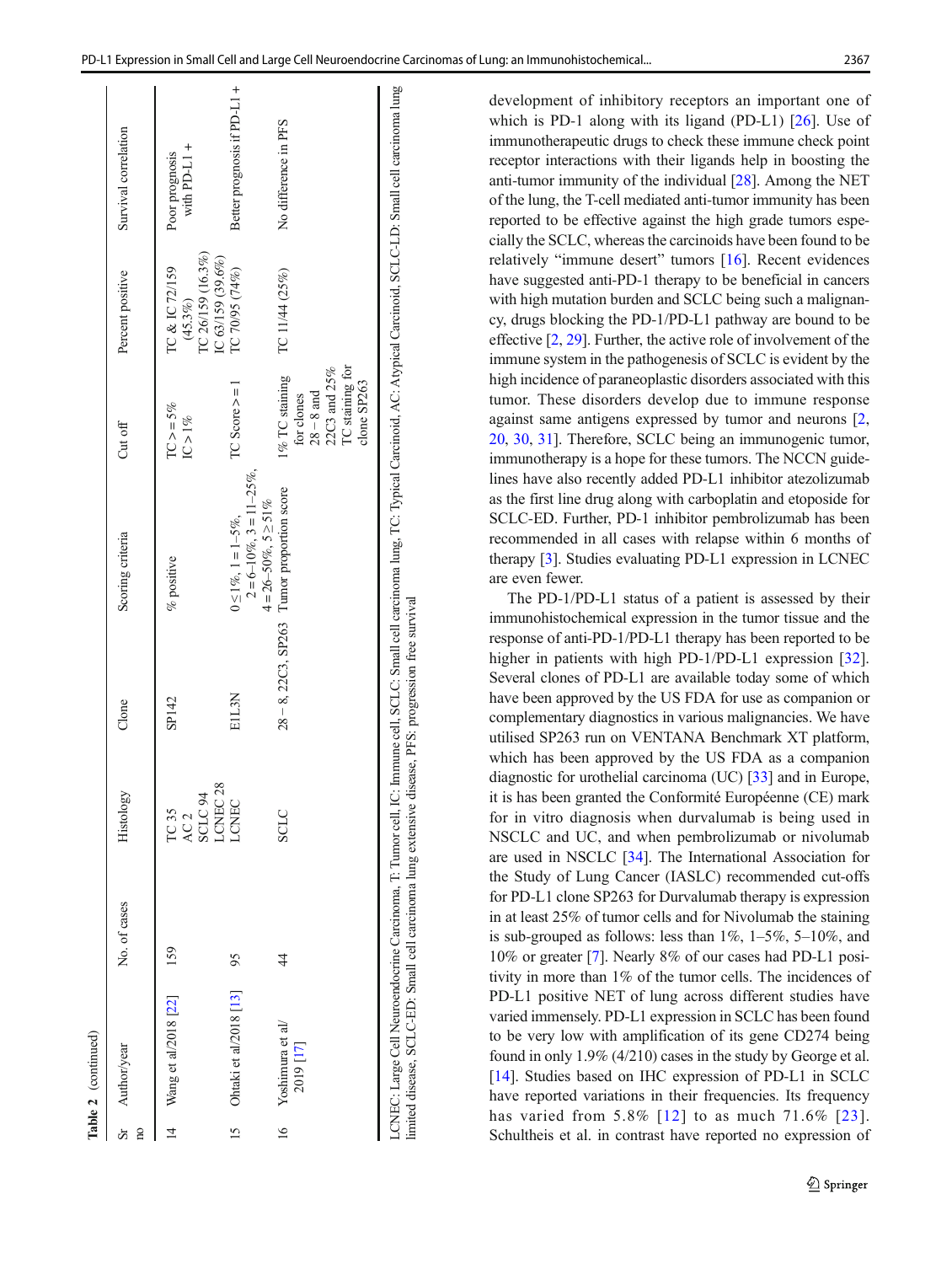**Table 2** (continued)

| Sr no | Author/year | No. of cases | Histology | Clone | Scoring criteria | Cut off | Percent positive | Survival correlation |
|---|---|---|---|---|---|---|---|---|
| 14 | Wang et al/2018 [22] | 159 | TC 35<br>AC 2<br>SCLC 94<br>LCNEC 28 | SP142 | % positive | TC >= 5%<br>IC > 1% | TC & IC 72/159 (45.3%)<br>TC 26/159 (16.3%)<br>IC 63/159 (39.6%) | Poor prognosis with PD-L1 + |
| 15 | Ohtaki et al/2018 [13] | 95 | LCNEC | E1L3N | 0 ≤ 1%, 1 = 1–5%, 2 = 6–10%, 3 = 11–25%, 4 = 26–50%, 5 ≥ 51% | TC Score > = 1 | TC 70/95 (74%) | Better prognosis if PD-L1 + |
| 16 | Yoshimura et al/ 2019 [17] | 44 | SCLC | 28 − 8, 22C3, SP263 | Tumor proportion score | 1% TC staining for clones 28 − 8 and 22C3 and 25% TC staining for clone SP263 | TC 11/44 (25%) | No difference in PFS |

LCNEC: Large Cell Neuroendocrine Carcinoma, T: Tumor cell, IC: Immune cell, SCLC: Small cell carcinoma lung, TC: Typical Carcinoid, AC: Atypical Carcinoid, SCLC-LD: Small cell carcinoma lung limited disease, SCLC-ED: Small cell carcinoma lung extensive disease, PFS: progression free survival

development of inhibitory receptors an important one of which is PD-1 along with its ligand (PD-L1) [26]. Use of immunotherapeutic drugs to check these immune check point receptor interactions with their ligands help in boosting the anti-tumor immunity of the individual [28]. Among the NET of the lung, the T-cell mediated anti-tumor immunity has been reported to be effective against the high grade tumors especially the SCLC, whereas the carcinoids have been found to be relatively "immune desert" tumors [16]. Recent evidences have suggested anti-PD-1 therapy to be beneficial in cancers with high mutation burden and SCLC being such a malignancy, drugs blocking the PD-1/PD-L1 pathway are bound to be effective [2, 29]. Further, the active role of involvement of the immune system in the pathogenesis of SCLC is evident by the high incidence of paraneoplastic disorders associated with this tumor. These disorders develop due to immune response against same antigens expressed by tumor and neurons [2, 20, 30, 31]. Therefore, SCLC being an immunogenic tumor, immunotherapy is a hope for these tumors. The NCCN guidelines have also recently added PD-L1 inhibitor atezolizumab as the first line drug along with carboplatin and etoposide for SCLC-ED. Further, PD-1 inhibitor pembrolizumab has been recommended in all cases with relapse within 6 months of therapy [3]. Studies evaluating PD-L1 expression in LCNEC are even fewer.

The PD-1/PD-L1 status of a patient is assessed by their immunohistochemical expression in the tumor tissue and the response of anti-PD-1/PD-L1 therapy has been reported to be higher in patients with high PD-1/PD-L1 expression [32]. Several clones of PD-L1 are available today some of which have been approved by the US FDA for use as companion or complementary diagnostics in various malignancies. We have utilised SP263 run on VENTANA Benchmark XT platform, which has been approved by the US FDA as a companion diagnostic for urothelial carcinoma (UC) [33] and in Europe, it is has been granted the Conformité Européenne (CE) mark for in vitro diagnosis when durvalumab is being used in NSCLC and UC, and when pembrolizumab or nivolumab are used in NSCLC [34]. The International Association for the Study of Lung Cancer (IASLC) recommended cut-offs for PD-L1 clone SP263 for Durvalumab therapy is expression in at least 25% of tumor cells and for Nivolumab the staining is sub-grouped as follows: less than 1%, 1–5%, 5–10%, and 10% or greater [7]. Nearly 8% of our cases had PD-L1 positivity in more than 1% of the tumor cells. The incidences of PD-L1 positive NET of lung across different studies have varied immensely. PD-L1 expression in SCLC has been found to be very low with amplification of its gene CD274 being found in only 1.9% (4/210) cases in the study by George et al. [14]. Studies based on IHC expression of PD-L1 in SCLC have reported variations in their frequencies. Its frequency has varied from 5.8% [12] to as much 71.6% [23]. Schultheis et al. in contrast have reported no expression of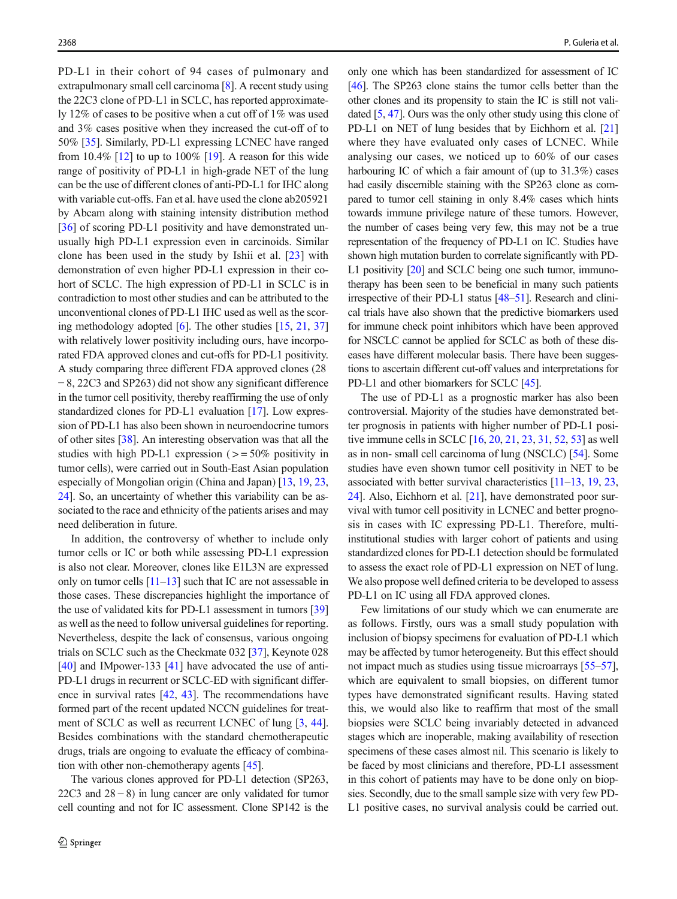PD-L1 in their cohort of 94 cases of pulmonary and extrapulmonary small cell carcinoma [8]. A recent study using the 22C3 clone of PD-L1 in SCLC, has reported approximately 12% of cases to be positive when a cut off of 1% was used and 3% cases positive when they increased the cut-off of to 50% [35]. Similarly, PD-L1 expressing LCNEC have ranged from 10.4% [12] to up to 100% [19]. A reason for this wide range of positivity of PD-L1 in high-grade NET of the lung can be the use of different clones of anti-PD-L1 for IHC along with variable cut-offs. Fan et al. have used the clone ab205921 by Abcam along with staining intensity distribution method [36] of scoring PD-L1 positivity and have demonstrated unusually high PD-L1 expression even in carcinoids. Similar clone has been used in the study by Ishii et al. [23] with demonstration of even higher PD-L1 expression in their cohort of SCLC. The high expression of PD-L1 in SCLC is in contradiction to most other studies and can be attributed to the unconventional clones of PD-L1 IHC used as well as the scoring methodology adopted [6]. The other studies [15, 21, 37] with relatively lower positivity including ours, have incorporated FDA approved clones and cut-offs for PD-L1 positivity. A study comparing three different FDA approved clones (28 − 8, 22C3 and SP263) did not show any significant difference in the tumor cell positivity, thereby reaffirming the use of only standardized clones for PD-L1 evaluation [17]. Low expression of PD-L1 has also been shown in neuroendocrine tumors of other sites [38]. An interesting observation was that all the studies with high PD-L1 expression ( >= 50% positivity in tumor cells), were carried out in South-East Asian population especially of Mongolian origin (China and Japan) [13, 19, 23, 24]. So, an uncertainty of whether this variability can be associated to the race and ethnicity of the patients arises and may need deliberation in future.

In addition, the controversy of whether to include only tumor cells or IC or both while assessing PD-L1 expression is also not clear. Moreover, clones like E1L3N are expressed only on tumor cells [11–13] such that IC are not assessable in those cases. These discrepancies highlight the importance of the use of validated kits for PD-L1 assessment in tumors [39] as well as the need to follow universal guidelines for reporting. Nevertheless, despite the lack of consensus, various ongoing trials on SCLC such as the Checkmate 032 [37], Keynote 028 [40] and IMpower-133 [41] have advocated the use of anti-PD-L1 drugs in recurrent or SCLC-ED with significant difference in survival rates [42, 43]. The recommendations have formed part of the recent updated NCCN guidelines for treatment of SCLC as well as recurrent LCNEC of lung [3, 44]. Besides combinations with the standard chemotherapeutic drugs, trials are ongoing to evaluate the efficacy of combination with other non-chemotherapy agents [45].

The various clones approved for PD-L1 detection (SP263, 22C3 and 28 − 8) in lung cancer are only validated for tumor cell counting and not for IC assessment. Clone SP142 is the only one which has been standardized for assessment of IC [46]. The SP263 clone stains the tumor cells better than the other clones and its propensity to stain the IC is still not validated [5, 47]. Ours was the only other study using this clone of PD-L1 on NET of lung besides that by Eichhorn et al. [21] where they have evaluated only cases of LCNEC. While analysing our cases, we noticed up to 60% of our cases harbouring IC of which a fair amount of (up to 31.3%) cases had easily discernible staining with the SP263 clone as compared to tumor cell staining in only 8.4% cases which hints towards immune privilege nature of these tumors. However, the number of cases being very few, this may not be a true representation of the frequency of PD-L1 on IC. Studies have shown high mutation burden to correlate significantly with PD-L1 positivity [20] and SCLC being one such tumor, immunotherapy has been seen to be beneficial in many such patients irrespective of their PD-L1 status [48–51]. Research and clinical trials have also shown that the predictive biomarkers used for immune check point inhibitors which have been approved for NSCLC cannot be applied for SCLC as both of these diseases have different molecular basis. There have been suggestions to ascertain different cut-off values and interpretations for PD-L1 and other biomarkers for SCLC [45].

The use of PD-L1 as a prognostic marker has also been controversial. Majority of the studies have demonstrated better prognosis in patients with higher number of PD-L1 positive immune cells in SCLC [16, 20, 21, 23, 31, 52, 53] as well as in non- small cell carcinoma of lung (NSCLC) [54]. Some studies have even shown tumor cell positivity in NET to be associated with better survival characteristics [11–13, 19, 23, 24]. Also, Eichhorn et al. [21], have demonstrated poor survival with tumor cell positivity in LCNEC and better prognosis in cases with IC expressing PD-L1. Therefore, multi-institutional studies with larger cohort of patients and using standardized clones for PD-L1 detection should be formulated to assess the exact role of PD-L1 expression on NET of lung. We also propose well defined criteria to be developed to assess PD-L1 on IC using all FDA approved clones.

Few limitations of our study which we can enumerate are as follows. Firstly, ours was a small study population with inclusion of biopsy specimens for evaluation of PD-L1 which may be affected by tumor heterogeneity. But this effect should not impact much as studies using tissue microarrays [55–57], which are equivalent to small biopsies, on different tumor types have demonstrated significant results. Having stated this, we would also like to reaffirm that most of the small biopsies were SCLC being invariably detected in advanced stages which are inoperable, making availability of resection specimens of these cases almost nil. This scenario is likely to be faced by most clinicians and therefore, PD-L1 assessment in this cohort of patients may have to be done only on biopsies. Secondly, due to the small sample size with very few PD-L1 positive cases, no survival analysis could be carried out.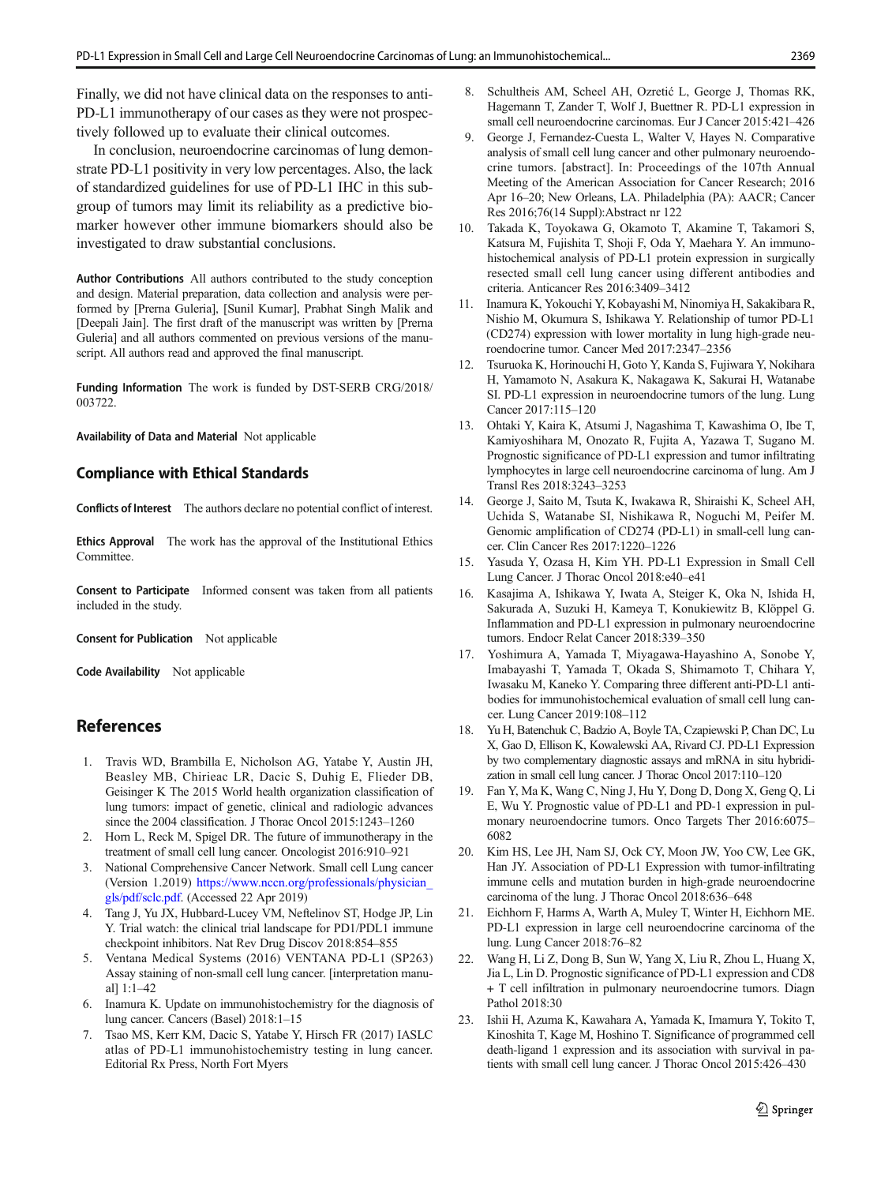Finally, we did not have clinical data on the responses to anti-PD-L1 immunotherapy of our cases as they were not prospectively followed up to evaluate their clinical outcomes.

In conclusion, neuroendocrine carcinomas of lung demonstrate PD-L1 positivity in very low percentages. Also, the lack of standardized guidelines for use of PD-L1 IHC in this subgroup of tumors may limit its reliability as a predictive biomarker however other immune biomarkers should also be investigated to draw substantial conclusions.

**Author Contributions** All authors contributed to the study conception and design. Material preparation, data collection and analysis were performed by [Prerna Guleria], [Sunil Kumar], Prabhat Singh Malik and [Deepali Jain]. The first draft of the manuscript was written by [Prerna Guleria] and all authors commented on previous versions of the manuscript. All authors read and approved the final manuscript.

**Funding Information** The work is funded by DST-SERB CRG/2018/003722.

**Availability of Data and Material** Not applicable

## Compliance with Ethical Standards

**Conflicts of Interest** The authors declare no potential conflict of interest.

**Ethics Approval** The work has the approval of the Institutional Ethics Committee.

**Consent to Participate** Informed consent was taken from all patients included in the study.

**Consent for Publication** Not applicable

**Code Availability** Not applicable

## References

1. Travis WD, Brambilla E, Nicholson AG, Yatabe Y, Austin JH, Beasley MB, Chirieac LR, Dacic S, Duhig E, Flieder DB, Geisinger K The 2015 World health organization classification of lung tumors: impact of genetic, clinical and radiologic advances since the 2004 classification. J Thorac Oncol 2015:1243–1260
2. Horn L, Reck M, Spigel DR. The future of immunotherapy in the treatment of small cell lung cancer. Oncologist 2016:910–921
3. National Comprehensive Cancer Network. Small cell Lung cancer (Version 1.2019) https://www.nccn.org/professionals/physician_gls/pdf/sclc.pdf. (Accessed 22 Apr 2019)
4. Tang J, Yu JX, Hubbard-Lucey VM, Neftelinov ST, Hodge JP, Lin Y. Trial watch: the clinical trial landscape for PD1/PDL1 immune checkpoint inhibitors. Nat Rev Drug Discov 2018:854–855
5. Ventana Medical Systems (2016) VENTANA PD-L1 (SP263) Assay staining of non-small cell lung cancer. [interpretation manual] 1:1–42
6. Inamura K. Update on immunohistochemistry for the diagnosis of lung cancer. Cancers (Basel) 2018:1–15
7. Tsao MS, Kerr KM, Dacic S, Yatabe Y, Hirsch FR (2017) IASLC atlas of PD-L1 immunohistochemistry testing in lung cancer. Editorial Rx Press, North Fort Myers
8. Schultheis AM, Scheel AH, Ozretić L, George J, Thomas RK, Hagemann T, Zander T, Wolf J, Buettner R. PD-L1 expression in small cell neuroendocrine carcinomas. Eur J Cancer 2015:421–426
9. George J, Fernandez-Cuesta L, Walter V, Hayes N. Comparative analysis of small cell lung cancer and other pulmonary neuroendocrine tumors. [abstract]. In: Proceedings of the 107th Annual Meeting of the American Association for Cancer Research; 2016 Apr 16–20; New Orleans, LA. Philadelphia (PA): AACR; Cancer Res 2016;76(14 Suppl):Abstract nr 122
10. Takada K, Toyokawa G, Okamoto T, Akamine T, Takamori S, Katsura M, Fujishita T, Shoji F, Oda Y, Maehara Y. An immunohistochemical analysis of PD-L1 protein expression in surgically resected small cell lung cancer using different antibodies and criteria. Anticancer Res 2016:3409–3412
11. Inamura K, Yokouchi Y, Kobayashi M, Ninomiya H, Sakakibara R, Nishio M, Okumura S, Ishikawa Y. Relationship of tumor PD-L1 (CD274) expression with lower mortality in lung high-grade neuroendocrine tumor. Cancer Med 2017:2347–2356
12. Tsuruoka K, Horinouchi H, Goto Y, Kanda S, Fujiwara Y, Nokihara H, Yamamoto N, Asakura K, Nakagawa K, Sakurai H, Watanabe SI. PD-L1 expression in neuroendocrine tumors of the lung. Lung Cancer 2017:115–120
13. Ohtaki Y, Kaira K, Atsumi J, Nagashima T, Kawashima O, Ibe T, Kamiyoshihara M, Onozato R, Fujita A, Yazawa T, Sugano M. Prognostic significance of PD-L1 expression and tumor infiltrating lymphocytes in large cell neuroendocrine carcinoma of lung. Am J Transl Res 2018:3243–3253
14. George J, Saito M, Tsuta K, Iwakawa R, Shiraishi K, Scheel AH, Uchida S, Watanabe SI, Nishikawa R, Noguchi M, Peifer M. Genomic amplification of CD274 (PD-L1) in small-cell lung cancer. Clin Cancer Res 2017:1220–1226
15. Yasuda Y, Ozasa H, Kim YH. PD-L1 Expression in Small Cell Lung Cancer. J Thorac Oncol 2018:e40–e41
16. Kasajima A, Ishikawa Y, Iwata A, Steiger K, Oka N, Ishida H, Sakurada A, Suzuki H, Kameya T, Konukiewitz B, Klöppel G. Inflammation and PD-L1 expression in pulmonary neuroendocrine tumors. Endocr Relat Cancer 2018:339–350
17. Yoshimura A, Yamada T, Miyagawa-Hayashino A, Sonobe Y, Imabayashi T, Yamada T, Okada S, Shimamoto T, Chihara Y, Iwasaku M, Kaneko Y. Comparing three different anti-PD-L1 antibodies for immunohistochemical evaluation of small cell lung cancer. Lung Cancer 2019:108–112
18. Yu H, Batenchuk C, Badzio A, Boyle TA, Czapiewski P, Chan DC, Lu X, Gao D, Ellison K, Kowalewski AA, Rivard CJ. PD-L1 Expression by two complementary diagnostic assays and mRNA in situ hybridization in small cell lung cancer. J Thorac Oncol 2017:110–120
19. Fan Y, Ma K, Wang C, Ning J, Hu Y, Dong D, Dong X, Geng Q, Li E, Wu Y. Prognostic value of PD-L1 and PD-1 expression in pulmonary neuroendocrine tumors. Onco Targets Ther 2016:6075–6082
20. Kim HS, Lee JH, Nam SJ, Ock CY, Moon JW, Yoo CW, Lee GK, Han JY. Association of PD-L1 Expression with tumor-infiltrating immune cells and mutation burden in high-grade neuroendocrine carcinoma of the lung. J Thorac Oncol 2018:636–648
21. Eichhorn F, Harms A, Warth A, Muley T, Winter H, Eichhorn ME. PD-L1 expression in large cell neuroendocrine carcinoma of the lung. Lung Cancer 2018:76–82
22. Wang H, Li Z, Dong B, Sun W, Yang X, Liu R, Zhou L, Huang X, Jia L, Lin D. Prognostic significance of PD-L1 expression and CD8 + T cell infiltration in pulmonary neuroendocrine tumors. Diagn Pathol 2018:30
23. Ishii H, Azuma K, Kawahara A, Yamada K, Imamura Y, Tokito T, Kinoshita T, Kage M, Hoshino T. Significance of programmed cell death-ligand 1 expression and its association with survival in patients with small cell lung cancer. J Thorac Oncol 2015:426–430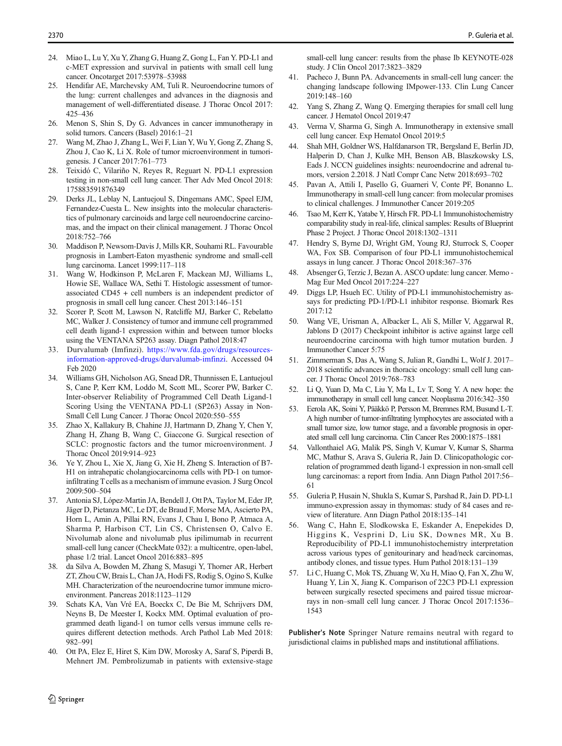24. Miao L, Lu Y, Xu Y, Zhang G, Huang Z, Gong L, Fan Y. PD-L1 and c-MET expression and survival in patients with small cell lung cancer. Oncotarget 2017:53978–53988
25. Hendifar AE, Marchevsky AM, Tuli R. Neuroendocrine tumors of the lung: current challenges and advances in the diagnosis and management of well-differentiated disease. J Thorac Oncol 2017: 425–436
26. Menon S, Shin S, Dy G. Advances in cancer immunotherapy in solid tumors. Cancers (Basel) 2016:1–21
27. Wang M, Zhao J, Zhang L, Wei F, Lian Y, Wu Y, Gong Z, Zhang S, Zhou J, Cao K, Li X. Role of tumor microenvironment in tumorigenesis. J Cancer 2017:761–773
28. Teixidó C, Vilariño N, Reyes R, Reguart N. PD-L1 expression testing in non-small cell lung cancer. Ther Adv Med Oncol 2018: 175883591876349
29. Derks JL, Leblay N, Lantuejoul S, Dingemans AMC, Speel EJM, Fernandez-Cuesta L. New insights into the molecular characteristics of pulmonary carcinoids and large cell neuroendocrine carcinomas, and the impact on their clinical management. J Thorac Oncol 2018:752–766
30. Maddison P, Newsom-Davis J, Mills KR, Souhami RL. Favourable prognosis in Lambert-Eaton myasthenic syndrome and small-cell lung carcinoma. Lancet 1999:117–118
31. Wang W, Hodkinson P, McLaren F, Mackean MJ, Williams L, Howie SE, Wallace WA, Sethi T. Histologic assessment of tumor-associated CD45 + cell numbers is an independent predictor of prognosis in small cell lung cancer. Chest 2013:146–151
32. Scorer P, Scott M, Lawson N, Ratcliffe MJ, Barker C, Rebelatto MC, Walker J. Consistency of tumor and immune cell programmed cell death ligand-1 expression within and between tumor blocks using the VENTANA SP263 assay. Diagn Pathol 2018:47
33. Durvalumab (Imfinzi). https://www.fda.gov/drugs/resources-information-approved-drugs/durvalumab-imfinzi. Accessed 04 Feb 2020
34. Williams GH, Nicholson AG, Snead DR, Thunnissen E, Lantuejoul S, Cane P, Kerr KM, Loddo M, Scott ML, Scorer PW, Barker C. Inter-observer Reliability of Programmed Cell Death Ligand-1 Scoring Using the VENTANA PD-L1 (SP263) Assay in Non-Small Cell Lung Cancer. J Thorac Oncol 2020:550–555
35. Zhao X, Kallakury B, Chahine JJ, Hartmann D, Zhang Y, Chen Y, Zhang H, Zhang B, Wang C, Giaccone G. Surgical resection of SCLC: prognostic factors and the tumor microenvironment. J Thorac Oncol 2019:914–923
36. Ye Y, Zhou L, Xie X, Jiang G, Xie H, Zheng S. Interaction of B7-H1 on intrahepatic cholangiocarcinoma cells with PD-1 on tumor-infiltrating T cells as a mechanism of immune evasion. J Surg Oncol 2009:500–504
37. Antonia SJ, López-Martin JA, Bendell J, Ott PA, Taylor M, Eder JP, Jäger D, Pietanza MC, Le DT, de Braud F, Morse MA, Ascierto PA, Horn L, Amin A, Pillai RN, Evans J, Chau I, Bono P, Atmaca A, Sharma P, Harbison CT, Lin CS, Christensen O, Calvo E. Nivolumab alone and nivolumab plus ipilimumab in recurrent small-cell lung cancer (CheckMate 032): a multicentre, open-label, phase 1/2 trial. Lancet Oncol 2016:883–895
38. da Silva A, Bowden M, Zhang S, Masugi Y, Thorner AR, Herbert ZT, Zhou CW, Brais L, Chan JA, Hodi FS, Rodig S, Ogino S, Kulke MH. Characterization of the neuroendocrine tumor immune microenvironment. Pancreas 2018:1123–1129
39. Schats KA, Van Vré EA, Boeckx C, De Bie M, Schrijvers DM, Neyns B, De Meester I, Kockx MM. Optimal evaluation of programmed death ligand-1 on tumor cells versus immune cells requires different detection methods. Arch Pathol Lab Med 2018: 982–991
40. Ott PA, Elez E, Hiret S, Kim DW, Morosky A, Saraf S, Piperdi B, Mehnert JM. Pembrolizumab in patients with extensive-stage small-cell lung cancer: results from the phase Ib KEYNOTE-028 study. J Clin Oncol 2017:3823–3829
41. Pacheco J, Bunn PA. Advancements in small-cell lung cancer: the changing landscape following IMpower-133. Clin Lung Cancer 2019:148–160
42. Yang S, Zhang Z, Wang Q. Emerging therapies for small cell lung cancer. J Hematol Oncol 2019:47
43. Verma V, Sharma G, Singh A. Immunotherapy in extensive small cell lung cancer. Exp Hematol Oncol 2019:5
44. Shah MH, Goldner WS, Halfdanarson TR, Bergsland E, Berlin JD, Halperin D, Chan J, Kulke MH, Benson AB, Blaszkowsky LS, Eads J. NCCN guidelines insights: neuroendocrine and adrenal tumors, version 2.2018. J Natl Compr Canc Netw 2018:693–702
45. Pavan A, Attili I, Pasello G, Guarneri V, Conte PF, Bonanno L. Immunotherapy in small-cell lung cancer: from molecular promises to clinical challenges. J Immunother Cancer 2019:205
46. Tsao M, Kerr K, Yatabe Y, Hirsch FR. PD-L1 Immunohistochemistry comparability study in real-life, clinical samples: Results of Blueprint Phase 2 Project. J Thorac Oncol 2018:1302–1311
47. Hendry S, Byrne DJ, Wright GM, Young RJ, Sturrock S, Cooper WA, Fox SB. Comparison of four PD-L1 immunohistochemical assays in lung cancer. J Thorac Oncol 2018:367–376
48. Absenger G, Terzic J, Bezan A. ASCO update: lung cancer. Memo - Mag Eur Med Oncol 2017:224–227
49. Diggs LP, Hsueh EC. Utility of PD-L1 immunohistochemistry assays for predicting PD-1/PD-L1 inhibitor response. Biomark Res 2017:12
50. Wang VE, Urisman A, Albacker L, Ali S, Miller V, Aggarwal R, Jablons D (2017) Checkpoint inhibitor is active against large cell neuroendocrine carcinoma with high tumor mutation burden. J Immunother Cancer 5:75
51. Zimmerman S, Das A, Wang S, Julian R, Gandhi L, Wolf J. 2017–2018 scientific advances in thoracic oncology: small cell lung cancer. J Thorac Oncol 2019:768–783
52. Li Q, Yuan D, Ma C, Liu Y, Ma L, Lv T, Song Y. A new hope: the immunotherapy in small cell lung cancer. Neoplasma 2016:342–350
53. Eerola AK, Soini Y, Pääkkö P, Persson M, Bremnes RM, Busund L-T. A high number of tumor-infiltrating lymphocytes are associated with a small tumor size, low tumor stage, and a favorable prognosis in operated small cell lung carcinoma. Clin Cancer Res 2000:1875–1881
54. Vallonthaiel AG, Malik PS, Singh V, Kumar V, Kumar S, Sharma MC, Mathur S, Arava S, Guleria R, Jain D. Clinicopathologic correlation of programmed death ligand-1 expression in non-small cell lung carcinomas: a report from India. Ann Diagn Pathol 2017:56–61
55. Guleria P, Husain N, Shukla S, Kumar S, Parshad R, Jain D. PD-L1 immuno-expression assay in thymomas: study of 84 cases and review of literature. Ann Diagn Pathol 2018:135–141
56. Wang C, Hahn E, Slodkowska E, Eskander A, Enepekides D, Higgins K, Vesprini D, Liu SK, Downes MR, Xu B. Reproducibility of PD-L1 immunohistochemistry interpretation across various types of genitourinary and head/neck carcinomas, antibody clones, and tissue types. Hum Pathol 2018:131–139
57. Li C, Huang C, Mok TS, Zhuang W, Xu H, Miao Q, Fan X, Zhu W, Huang Y, Lin X, Jiang K. Comparison of 22C3 PD-L1 expression between surgically resected specimens and paired tissue microarrays in non–small cell lung cancer. J Thorac Oncol 2017:1536–1543

**Publisher's Note** Springer Nature remains neutral with regard to jurisdictional claims in published maps and institutional affiliations.